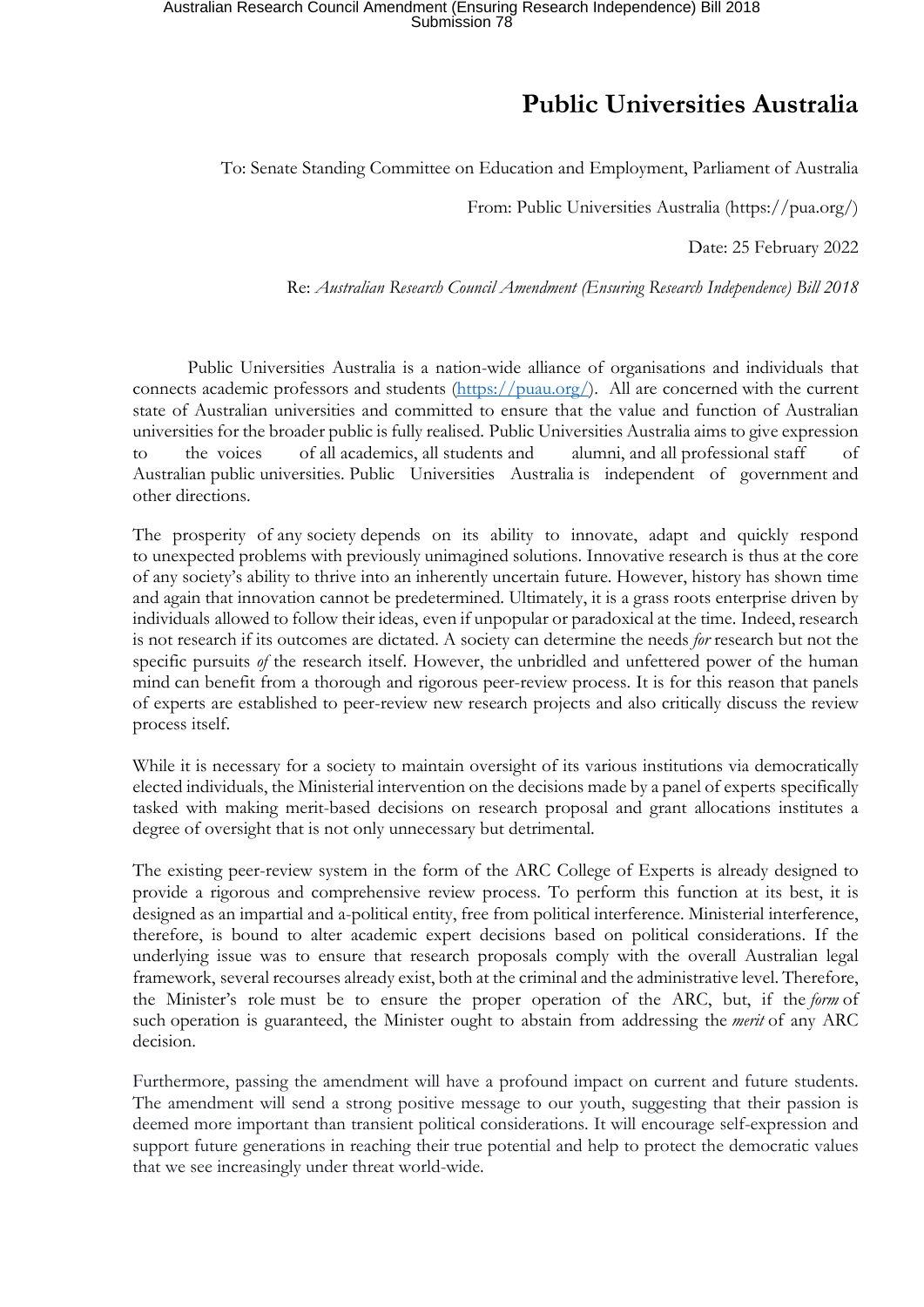# Public Universities Australia

To: Senate Standing Committee on Education and Employment, Parliament of Australia

From: Public Universities Australia (https://pua.org/)

Date: 25 February 2022

Re: *Australian Research Council Amendment (Ensuring Research Independence) Bill 2018*

Public Universities Australia is a nation-wide alliance of organisations and individuals that connects academic professors and students (https://puau.org/). All are concerned with the current state of Australian universities and committed to ensure that the value and function of Australian universities for the broader public is fully realised. Public Universities Australia aims to give expression to the voices of all academics, all students and alumni, and all professional staff of Australian public universities. Public Universities Australia is independent of government and other directions.

The prosperity of any society depends on its ability to innovate, adapt and quickly respond to unexpected problems with previously unimagined solutions. Innovative research is thus at the core of any society's ability to thrive into an inherently uncertain future. However, history has shown time and again that innovation cannot be predetermined. Ultimately, it is a grass roots enterprise driven by individuals allowed to follow their ideas, even if unpopular or paradoxical at the time. Indeed, research is not research if its outcomes are dictated. A society can determine the needs *for* research but not the specific pursuits *of* the research itself. However, the unbridled and unfettered power of the human mind can benefit from a thorough and rigorous peer-review process. It is for this reason that panels of experts are established to peer-review new research projects and also critically discuss the review process itself.

While it is necessary for a society to maintain oversight of its various institutions via democratically elected individuals, the Ministerial intervention on the decisions made by a panel of experts specifically tasked with making merit-based decisions on research proposal and grant allocations institutes a degree of oversight that is not only unnecessary but detrimental.

The existing peer-review system in the form of the ARC College of Experts is already designed to provide a rigorous and comprehensive review process. To perform this function at its best, it is designed as an impartial and a-political entity, free from political interference. Ministerial interference, therefore, is bound to alter academic expert decisions based on political considerations. If the underlying issue was to ensure that research proposals comply with the overall Australian legal framework, several recourses already exist, both at the criminal and the administrative level. Therefore, the Minister's role must be to ensure the proper operation of the ARC, but, if the *form* of such operation is guaranteed, the Minister ought to abstain from addressing the *merit* of any ARC decision.

Furthermore, passing the amendment will have a profound impact on current and future students. The amendment will send a strong positive message to our youth, suggesting that their passion is deemed more important than transient political considerations. It will encourage self-expression and support future generations in reaching their true potential and help to protect the democratic values that we see increasingly under threat world-wide.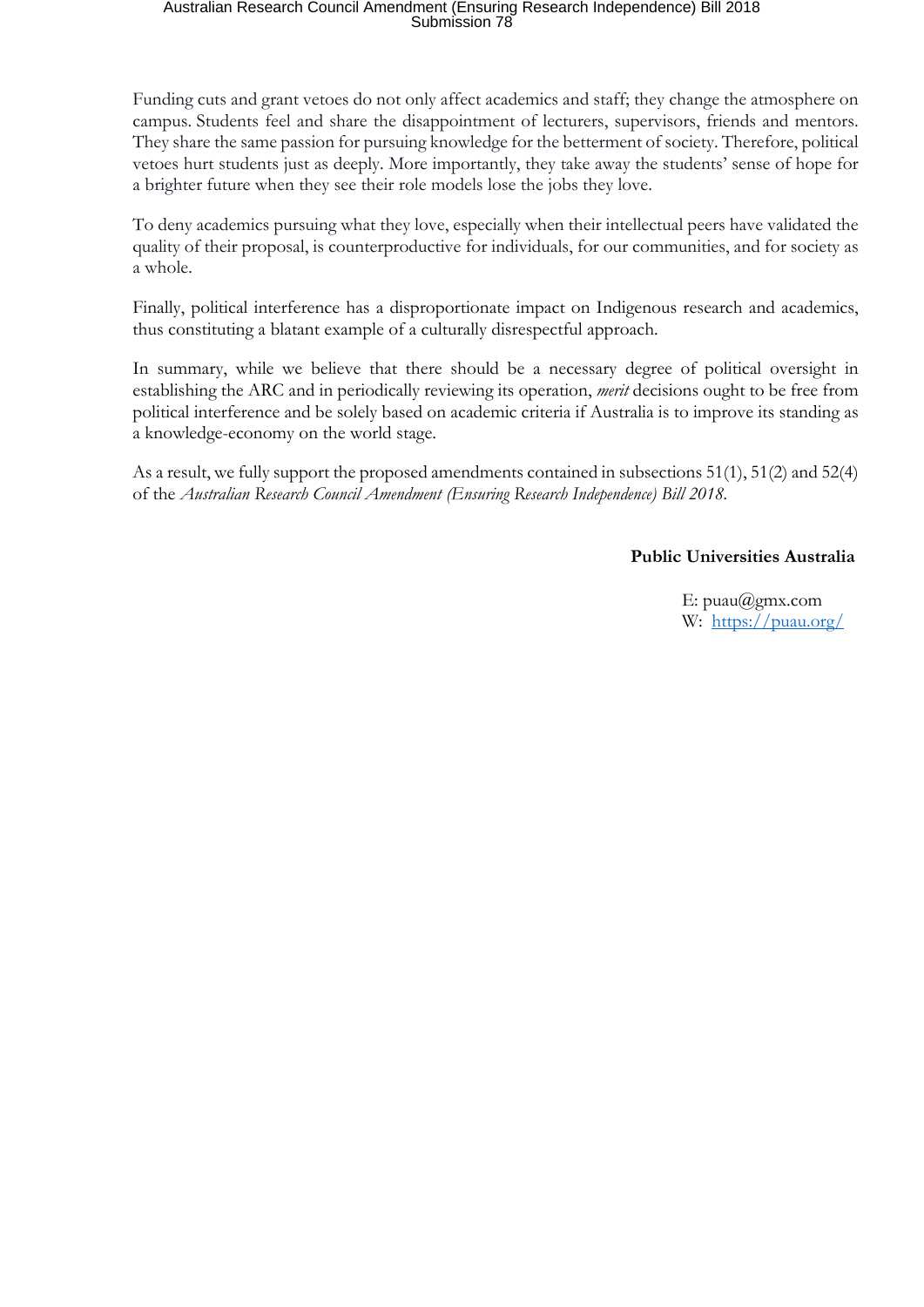Funding cuts and grant vetoes do not only affect academics and staff; they change the atmosphere on campus. Students feel and share the disappointment of lecturers, supervisors, friends and mentors. They share the same passion for pursuing knowledge for the betterment of society. Therefore, political vetoes hurt students just as deeply. More importantly, they take away the students' sense of hope for a brighter future when they see their role models lose the jobs they love.

To deny academics pursuing what they love, especially when their intellectual peers have validated the quality of their proposal, is counterproductive for individuals, for our communities, and for society as a whole.

Finally, political interference has a disproportionate impact on Indigenous research and academics, thus constituting a blatant example of a culturally disrespectful approach.

In summary, while we believe that there should be a necessary degree of political oversight in establishing the ARC and in periodically reviewing its operation, *merit* decisions ought to be free from political interference and be solely based on academic criteria if Australia is to improve its standing as a knowledge-economy on the world stage.

As a result, we fully support the proposed amendments contained in subsections 51(1), 51(2) and 52(4) of the *Australian Research Council Amendment (Ensuring Research Independence) Bill 2018*.

**Public Universities Australia**

E: puau@gmx.com
W: https://puau.org/